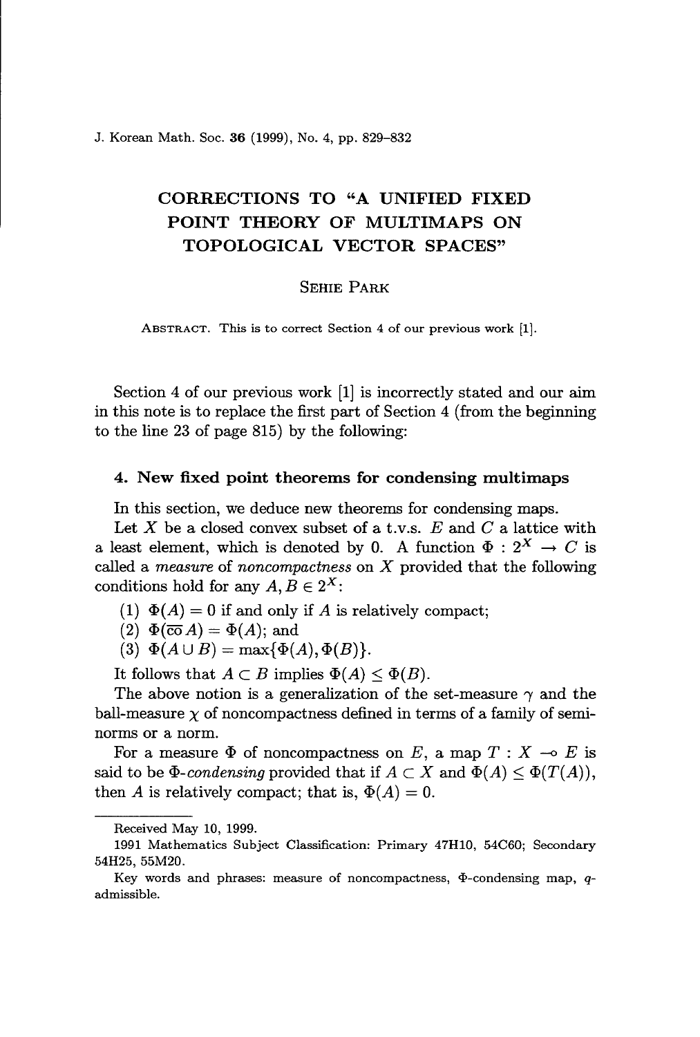# CORRECTIONS TO "A UNIFIED FIXED POINT THEORY OF MULTIMAPS ON TOPOLOGICAL VECTOR SPACES"

SEHIE PARK

ABSTRACT. This is to correct Section 4 of our previous work [1].

Section 4 of our previous work [1] is incorrectly stated and our aim in this note is to replace the first part of Section 4 (from the beginning to the line 23 of page 815) by the following:

## 4. New fixed point theorems for condensing multimaps

In this section, we deduce new theorems for condensing maps.

Let $X$ be a closed convex subset of a t.v.s. $E$ and $C$ a lattice with a least element, which is denoted by 0. A function $\Phi : 2^X \to C$ is called a *measure* of *noncompactness* on $X$ provided that the following conditions hold for any $A, B \in 2^X$:

(1) $\Phi(A) = 0$ if and only if $A$ is relatively compact;

(2) $\Phi(\overline{\text{co}}\, A) = \Phi(A)$; and

(3) $\Phi(A \cup B) = \max\{\Phi(A), \Phi(B)\}$.

It follows that $A \subset B$ implies $\Phi(A) \leq \Phi(B)$.

The above notion is a generalization of the set-measure $\gamma$ and the ball-measure $\chi$ of noncompactness defined in terms of a family of seminorms or a norm.

For a measure $\Phi$ of noncompactness on $E$, a map $T : X \multimap E$ is said to be $\Phi$-*condensing* provided that if $A \subset X$ and $\Phi(A) \leq \Phi(T(A))$, then $A$ is relatively compact; that is, $\Phi(A) = 0$.

---

Received May 10, 1999.

1991 Mathematics Subject Classification: Primary 47H10, 54C60; Secondary 54H25, 55M20.

Key words and phrases: measure of noncompactness, $\Phi$-condensing map, $q$-admissible.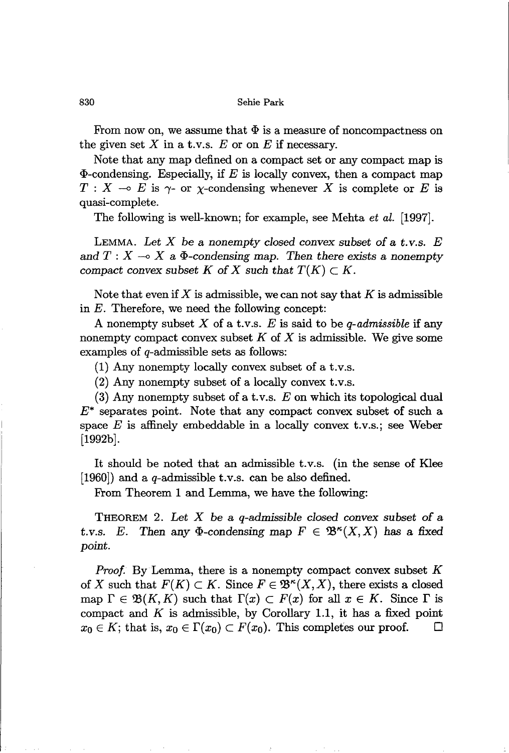From now on, we assume that $\Phi$ is a measure of noncompactness on the given set $X$ in a t.v.s. $E$ or on $E$ if necessary.

Note that any map defined on a compact set or any compact map is $\Phi$-condensing. Especially, if $E$ is locally convex, then a compact map $T : X \multimap E$ is $\gamma$- or $\chi$-condensing whenever $X$ is complete or $E$ is quasi-complete.

The following is well-known; for example, see Mehta *et al.* [1997].

LEMMA. *Let $X$ be a nonempty closed convex subset of a t.v.s. $E$ and $T : X \multimap X$ a $\Phi$-condensing map. Then there exists a nonempty compact convex subset $K$ of $X$ such that $T(K) \subset K$.*

Note that even if $X$ is admissible, we can not say that $K$ is admissible in $E$. Therefore, we need the following concept:

A nonempty subset $X$ of a t.v.s. $E$ is said to be *q-admissible* if any nonempty compact convex subset $K$ of $X$ is admissible. We give some examples of $q$-admissible sets as follows:

(1) Any nonempty locally convex subset of a t.v.s.

(2) Any nonempty subset of a locally convex t.v.s.

(3) Any nonempty subset of a t.v.s. $E$ on which its topological dual $E^*$ separates point. Note that any compact convex subset of such a space $E$ is affinely embeddable in a locally convex t.v.s.; see Weber [1992b].

It should be noted that an admissible t.v.s. (in the sense of Klee [1960]) and a $q$-admissible t.v.s. can be also defined.

From Theorem 1 and Lemma, we have the following:

THEOREM 2. *Let $X$ be a q-admissible closed convex subset of a t.v.s. $E$. Then any $\Phi$-condensing map $F \in \mathfrak{B}^\kappa(X, X)$ has a fixed point.*

*Proof.* By Lemma, there is a nonempty compact convex subset $K$ of $X$ such that $F(K) \subset K$. Since $F \in \mathfrak{B}^\kappa(X, X)$, there exists a closed map $\Gamma \in \mathfrak{B}(K, K)$ such that $\Gamma(x) \subset F(x)$ for all $x \in K$. Since $\Gamma$ is compact and $K$ is admissible, by Corollary 1.1, it has a fixed point $x_0 \in K$; that is, $x_0 \in \Gamma(x_0) \subset F(x_0)$. This completes our proof. □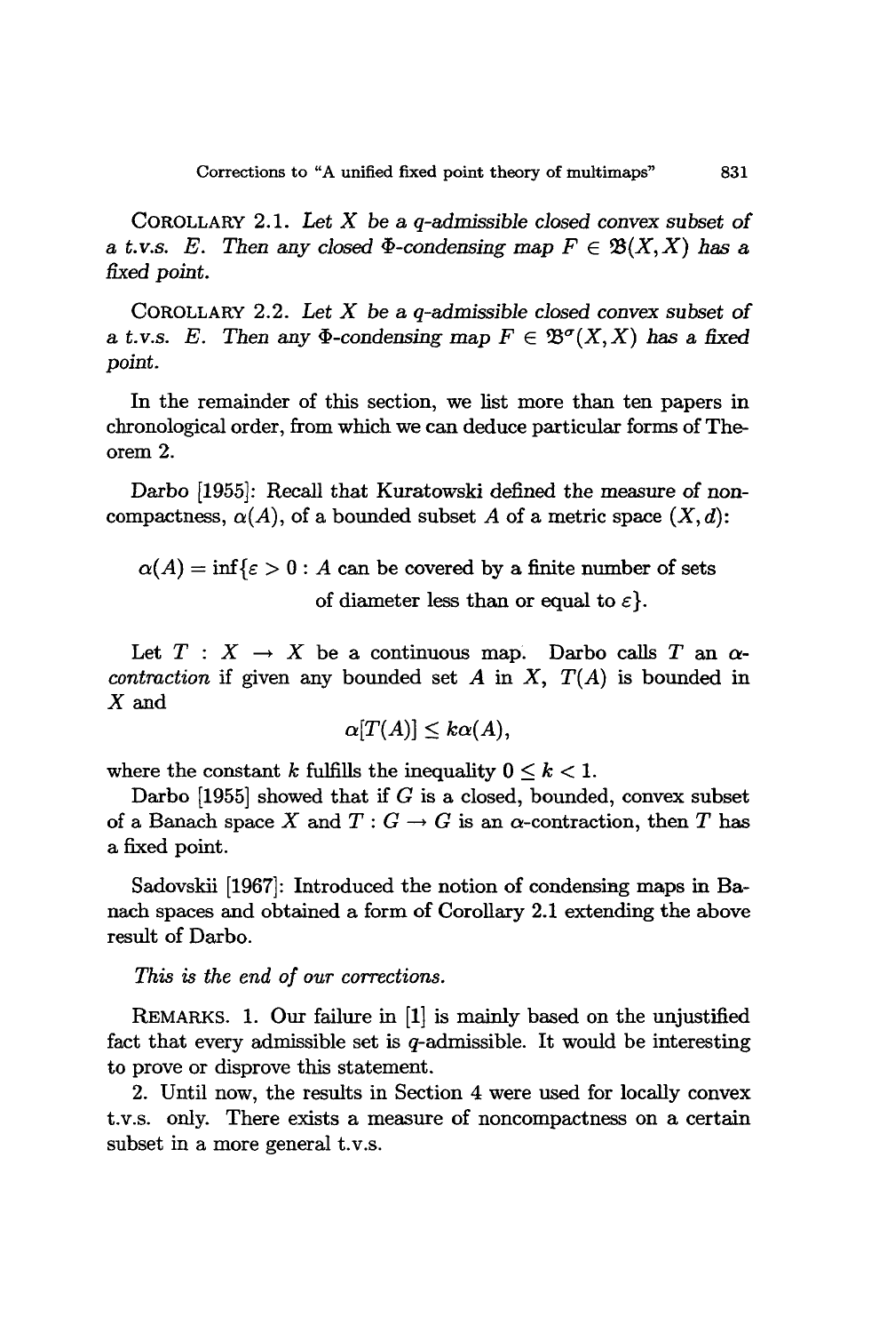COROLLARY 2.1. *Let $X$ be a $q$-admissible closed convex subset of a t.v.s. $E$. Then any closed $\Phi$-condensing map $F \in \mathfrak{B}(X,X)$ has a fixed point.*

COROLLARY 2.2. *Let $X$ be a $q$-admissible closed convex subset of a t.v.s. $E$. Then any $\Phi$-condensing map $F \in \mathfrak{B}^{\sigma}(X,X)$ has a fixed point.*

In the remainder of this section, we list more than ten papers in chronological order, from which we can deduce particular forms of Theorem 2.

Darbo [1955]: Recall that Kuratowski defined the measure of noncompactness, $\alpha(A)$, of a bounded subset $A$ of a metric space $(X,d)$:

$$\alpha(A) = \inf\{\varepsilon > 0 : A \text{ can be covered by a finite number of sets of diameter less than or equal to } \varepsilon\}.$$

Let $T : X \to X$ be a continuous map. Darbo calls $T$ an *$\alpha$-contraction* if given any bounded set $A$ in $X$, $T(A)$ is bounded in $X$ and

$$\alpha[T(A)] \leq k\alpha(A),$$

where the constant $k$ fulfills the inequality $0 \leq k < 1$.

Darbo [1955] showed that if $G$ is a closed, bounded, convex subset of a Banach space $X$ and $T : G \to G$ is an $\alpha$-contraction, then $T$ has a fixed point.

Sadovskii [1967]: Introduced the notion of condensing maps in Banach spaces and obtained a form of Corollary 2.1 extending the above result of Darbo.

*This is the end of our corrections.*

REMARKS. 1. Our failure in [1] is mainly based on the unjustified fact that every admissible set is $q$-admissible. It would be interesting to prove or disprove this statement.

2. Until now, the results in Section 4 were used for locally convex t.v.s. only. There exists a measure of noncompactness on a certain subset in a more general t.v.s.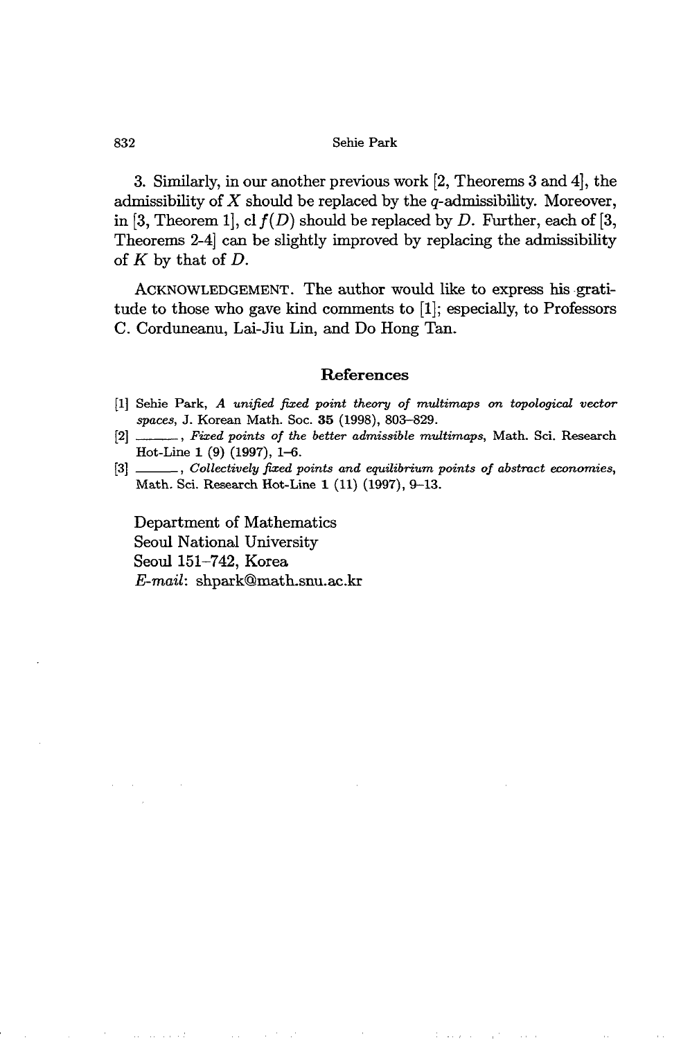3. Similarly, in our another previous work [2, Theorems 3 and 4], the admissibility of $X$ should be replaced by the $q$-admissibility. Moreover, in [3, Theorem 1], $\mathrm{cl}\, f(D)$ should be replaced by $D$. Further, each of [3, Theorems 2-4] can be slightly improved by replacing the admissibility of $K$ by that of $D$.

ACKNOWLEDGEMENT. The author would like to express his gratitude to those who gave kind comments to [1]; especially, to Professors C. Corduneanu, Lai-Jiu Lin, and Do Hong Tan.

## References

[1] Sehie Park, *A unified fixed point theory of multimaps on topological vector spaces*, J. Korean Math. Soc. **35** (1998), 803–829.

[2] ———, *Fixed points of the better admissible multimaps*, Math. Sci. Research Hot-Line **1** (9) (1997), 1–6.

[3] ———, *Collectively fixed points and equilibrium points of abstract economies*, Math. Sci. Research Hot-Line **1** (11) (1997), 9–13.

Department of Mathematics
Seoul National University
Seoul 151–742, Korea
*E-mail*: shpark@math.snu.ac.kr